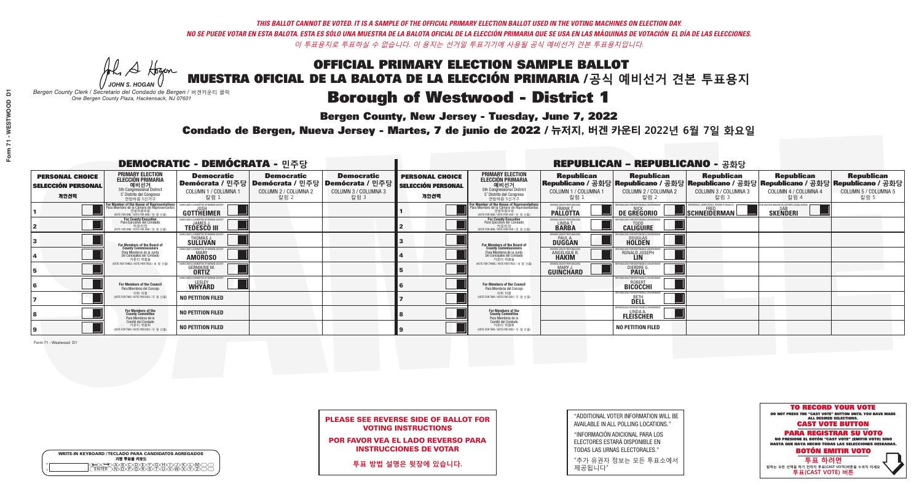*THIS BALLOT CANNOT BE VOTED. IT IS A SAMPLE OF THE OFFICIAL PRIMARY ELECTION BALLOT USED IN THE VOTING MACHINES ON ELECTION DAY.*

*NO SE PUEDE VOTAR EN ESTA BALOTA. ESTA ES SÓLO UNA MUESTRA DE LA BALOTA OFICIAL DE LA ELECCIÓN PRIMARIA QUE SE USA EN LAS MÁQUINAS DE VOTACIÓN EL DÍA DE LAS ELECCIONES.*

*이 투표용지로 투표하실 수 없습니다. 이 용지는 선거일 투표기기에 사용될 공식 예비선거 견본 투표용지입니다.*

JOHN S. HOGAN
*Bergen County Clerk / Secretario del Condado de Bergen / 버겐카운티 클럭*
*One Bergen County Plaza, Hackensack, NJ 07601*

# OFFICIAL PRIMARY ELECTION SAMPLE BALLOT
# MUESTRA OFICIAL DE LA BALOTA DE LA ELECCIÓN PRIMARIA / 공식 예비선거 견본 투표용지

## Borough of Westwood - District 1

**Bergen County, New Jersey - Tuesday, June 7, 2022**

**Condado de Bergen, Nueva Jersey - Martes, 7 de junio de 2022 / 뉴저지, 버겐 카운티 2022년 6월 7일 화요일**

### DEMOCRATIC - DEMÓCRATA - 민주당

| PERSONAL CHOICE / SELECCIÓN PERSONAL / 개인선택 | PRIMARY ELECTION / ELECCIÓN PRIMARIA / 예비선거 (5th Congressional District / 5° Distrito del Congreso / 연방하원 5선거구) | Democratic / Demócrata / 민주당 COLUMN 1 / COLUMNA 1 / 칼럼 1 | Democratic / Demócrata / 민주당 COLUMN 2 / COLUMNA 2 / 칼럼 2 | Democratic / Demócrata / 민주당 COLUMN 3 / COLUMNA 3 / 칼럼 3 |
|---|---|---|---|---|
| 1 | For Member of the House of Representatives / Para Miembro de la Cámara de Representantes / 연방하원의원 (VOTE FOR ONE / VOTE POR UNO / 한 명 선출) | JOSH GOTTHEIMER | | |
| 2 | For County Executive / Para Ejecutivo del Condado / 카운티장 (VOTE FOR ONE / VOTE POR UNO / 한 명 선출) | JAMES J. TEDESCO III | | |
| 3 | For Members of the Board of County Commissioners / Para Miembros de la Junta De Concejales del Condado / 카운티 위원들 (VOTE FOR THREE / VOTE POR TRES / 세 명 선출) | THOMAS J. SULLIVAN | | |
| 4 | | MARY AMOROSO | | |
| 5 | | GERMAINE M. ORTIZ | | |
| 6 | For Members of the Council / Para Miembros del Concejo / 의회 의원 (VOTE FOR TWO / VOTE POR DOS / 두 명 선출) | LESLEY WHYARD | | |
| 7 | | NO PETITION FILED | | |
| 8 | For Members of the County Committee / Para Miembros de la Comité del Condado / 카운티 위원회 (VOTE FOR TWO / VOTE POR DOS / 두 명 선출) | NO PETITION FILED | | |
| 9 | | NO PETITION FILED | | |

### REPUBLICAN - REPUBLICANO - 공화당

| PERSONAL CHOICE / SELECCIÓN PERSONAL / 개인선택 | PRIMARY ELECTION / ELECCIÓN PRIMARIA / 예비선거 (5th Congressional District / 5° Distrito del Congreso / 연방하원 5선거구) | Republican / Republicano / 공화당 COLUMN 1 / COLUMNA 1 / 칼럼 1 | Republican / Republicano / 공화당 COLUMN 2 / COLUMNA 2 / 칼럼 2 | Republican / Republicano / 공화당 COLUMN 3 / COLUMNA 3 / 칼럼 3 | Republican / Republicano / 공화당 COLUMN 4 / COLUMNA 4 / 칼럼 4 | Republican / Republicano / 공화당 COLUMN 5 / COLUMNA 5 / 칼럼 5 |
|---|---|---|---|---|---|---|
| 1 | For Member of the House of Representatives / Para Miembro de la Cámara de Representantes / 연방하원의원 (VOTE FOR ONE / VOTE POR UNO / 한 명 선출) | FRANK T. PALLOTTA | NICK DE GREGORIO | FRED SCHNEIDERMAN | SAB SKENDERI | |
| 2 | For County Executive / Para Ejecutivo del Condado / 카운티장 (VOTE FOR ONE / VOTE POR UNO / 한 명 선출) | LINDA T. BARBA | TODD CALIGUIRE | | | |
| 3 | For Members of the Board of County Commissioners / Para Miembros de la Junta De Concejales del Condado / 카운티 위원들 (VOTE FOR THREE / VOTE POR TRES / 세 명 선출) | PAUL A. DUGGAN | DOUGLAS HOLDEN | | | |
| 4 | | ANGELIQUE R. HAKIM | RONALD JOSEPH LIN | | | |
| 5 | | MARY J. GUINCHARD | DIERDRE G. PAUL | | | |
| 6 | For Members of the Council / Para Miembros del Concejo / 의회 의원 (VOTE FOR TWO / VOTE POR DOS / 두 명 선출) | | ROBERT BICOCCHI | | | |
| 7 | | | BETH DELL | | | |
| 8 | For Members of the County Committee / Para Miembros de la Comité del Condado / 카운티 위원회 (VOTE FOR TWO / VOTE POR DOS / 두 명 선출) | | LINDA A. FLEISCHER | | | |
| 9 | | | NO PETITION FILED | | | |

Form 71 - Westwood D1

**PLEASE SEE REVERSE SIDE OF BALLOT FOR VOTING INSTRUCTIONS**

**POR FAVOR VEA EL LADO REVERSO PARA INSTRUCCIONES DE VOTAR**

**투표 방법 설명은 뒷장에 있습니다.**

"ADDITIONAL VOTER INFORMATION WILL BE AVAILABLE IN ALL POLLING LOCATIONS."

"INFORMACIÓN ADICIONAL PARA LOS ELECTORES ESTARÁ DISPONIBLE EN TODAS LAS URNAS ELECTORALES."

"추가 유권자 정보는 모든 투표소에서 제공됩니다"

WRITE-IN KEYBOARD / TECLADO PARA CANDIDATOS AGREGADOS / 기명 투표용 키보드

**TO RECORD YOUR VOTE**
DO NOT PRESS THE "CAST VOTE" BUTTON UNTIL YOU HAVE MADE ALL DESIRED SELECTIONS.
**CAST VOTE BUTTON**

**PARA REGISTRAR SU VOTO**
NO PRESIONE EL BOTÓN "CAST VOTE" (EMITIR VOTO) SINO HASTA QUE HAYA HECHO TODAS LAS SELECCIONES DESEADAS.
**BOTÓN EMITIR VOTO**

**투표 하려면**
원하는 모든 선택을 하기 전까지 투표(CAST VOTE)버튼을 누르지 마세요.
**투표(CAST VOTE) 버튼**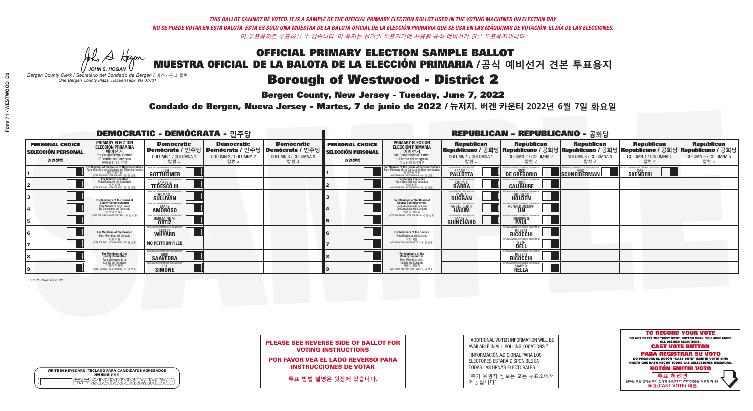*THIS BALLOT CANNOT BE VOTED. IT IS A SAMPLE OF THE OFFICIAL PRIMARY ELECTION BALLOT USED IN THE VOTING MACHINES ON ELECTION DAY.*
*NO SE PUEDE VOTAR EN ESTA BALOTA. ESTA ES SÓLO UNA MUESTRA DE LA BALOTA OFICIAL DE LA ELECCIÓN PRIMARIA QUE SE USA EN LAS MÁQUINAS DE VOTACIÓN EL DÍA DE LAS ELECCIONES.*
*이 투표용지로 투표하실 수 없습니다. 이 용지는 선거일 투표기기에 사용될 공식 예비선거 견본 투표용지입니다.*

# OFFICIAL PRIMARY ELECTION SAMPLE BALLOT
# MUESTRA OFICIAL DE LA BALOTA DE LA ELECCIÓN PRIMARIA /공식 예비선거 견본 투표용지

JOHN S. HOGAN
*Bergen County Clerk / Secretario del Condado de Bergen /* 버겐카운티 클럭
*One Bergen County Plaza, Hackensack, NJ 07601*

## Borough of Westwood - District 2

**Bergen County, New Jersey - Tuesday, June 7, 2022**

**Condado de Bergen, Nueva Jersey - Martes, 7 de junio de 2022 / 뉴저지, 버겐 카운티 2022년 6월 7일 화요일**

### DEMOCRATIC - DEMÓCRATA - 민주당

| PERSONAL CHOICE / SELECCIÓN PERSONAL / 개인선택 | PRIMARY ELECTION / ELECCIÓN PRIMARIA / 예비선거 (5th Congressional District / 5° Distrito del Congreso / 연방하원 5선거구) | Democratic / Demócrata / 민주당 COLUMN 1 / COLUMNA 1 / 칼럼 1 | Democratic / Demócrata / 민주당 COLUMN 2 / COLUMNA 2 / 칼럼 2 | Democratic / Demócrata / 민주당 COLUMN 3 / COLUMNA 3 / 칼럼 3 |
|---|---|---|---|---|
| 1 | For Member of the House of Representatives / Para Miembro de la Cámara de Representantes / 연방하원의원 (VOTE FOR ONE / VOTE POR UNO / 한 명 선출) | JOSH GOTTHEIMER | | |
| 2 | For County Executive / Para Ejecutivo del Condado / 카운티장 (VOTE FOR ONE / VOTE POR UNO / 한 명 선출) | JAMES J. TEDESCO III | | |
| 3 | For Members of the Board of County Commissioners / Para Miembros de la Junta De Concejales del Condado / 카운티 위원들 (VOTE FOR THREE / VOTE POR TRES / 세 명 선출) | THOMAS J. SULLIVAN | | |
| 4 | | MARY AMOROSO | | |
| 5 | | GERMAINE M. ORTIZ | | |
| 6 | For Members of the Council / Para Miembros del Concejo / 의회 의원 (VOTE FOR TWO / VOTE POR DOS / 두 명 선출) | LESLEY WHYARD | | |
| 7 | | NO PETITION FILED | | |
| 8 | For Members of the County Committee / Para Miembros de la Comité del Condado / 카운티 위원회 (VOTE FOR TWO / VOTE POR DOS / 두 명 선출) | ERIK SAAVEDRA | | |
| 9 | | LEA SIMONE | | |

### REPUBLICAN - REPUBLICANO - 공화당

| PERSONAL CHOICE / SELECCIÓN PERSONAL / 개인선택 | PRIMARY ELECTION / ELECCIÓN PRIMARIA / 예비선거 (5th Congressional District / 5° Distrito del Congreso / 연방하원 5선거구) | Republican / Republicano / 공화당 COLUMN 1 / COLUMNA 1 / 칼럼 1 | Republican / Republicano / 공화당 COLUMN 2 / COLUMNA 2 / 칼럼 2 | Republican / Republicano / 공화당 COLUMN 3 / COLUMNA 3 / 칼럼 3 | Republican / Republicano / 공화당 COLUMN 4 / COLUMNA 4 / 칼럼 4 | Republican / Republicano / 공화당 COLUMN 5 / COLUMNA 5 / 칼럼 5 |
|---|---|---|---|---|---|---|
| 1 | For Member of the House of Representatives / Para Miembro de la Cámara de Representantes / 연방하원의원 (VOTE FOR ONE / VOTE POR UNO / 한 명 선출) | FRANK T. PALLOTTA | NICK DE GREGORIO | FRED SCHNEIDERMAN | SAB SKENDERI | |
| 2 | For County Executive / Para Ejecutivo del Condado / 카운티장 (VOTE FOR ONE / VOTE POR UNO / 한 명 선출) | LINDA T. BARBA | TODD CALIGUIRE | | | |
| 3 | For Members of the Board of County Commissioners / Para Miembros de la Junta De Concejales del Condado / 카운티 위원들 (VOTE FOR THREE / VOTE POR TRES / 세 명 선출) | PAUL A. DUGGAN | DOUGLAS HOLDEN | | | |
| 4 | | ANGELIQUE R. HAKIM | RONALD JOSEPH LIN | | | |
| 5 | | MARY J. GUINCHARD | DIERDRE G. PAUL | | | |
| 6 | For Members of the Council / Para Miembros del Concejo / 의회 의원 (VOTE FOR TWO / VOTE POR DOS / 두 명 선출) | | ROBERT BICOCCHI | | | |
| 7 | | | BETH DELL | | | |
| 8 | For Members of the County Committee / Para Miembros de la Comité del Condado / 카운티 위원회 (VOTE FOR TWO / VOTE POR DOS / 두 명 선출) | | ROBERT BICOCCHI | | | |
| 9 | | | MARY R. RELLA | | | |

Form 71 - Westwood D2

**PLEASE SEE REVERSE SIDE OF BALLOT FOR VOTING INSTRUCTIONS**

**POR FAVOR VEA EL LADO REVERSO PARA INSTRUCCIONES DE VOTAR**

**투표 방법 설명은 뒷장에 있습니다.**

"ADDITIONAL VOTER INFORMATION WILL BE AVAILABLE IN ALL POLLING LOCATIONS."

"INFORMACIÓN ADICIONAL PARA LOS ELECTORES ESTARÁ DISPONIBLE EN TODAS LAS URNAS ELECTORALES."

"추가 유권자 정보는 모든 투표소에서 제공됩니다"

WRITE-IN KEYBOARD /TECLADO PARA CANDIDATOS AGREGADOS
기명 투표용 키보드

**TO RECORD YOUR VOTE**
DO NOT PRESS THE "CAST VOTE" BUTTON UNTIL YOU HAVE MADE ALL DESIRED SELECTIONS.
**CAST VOTE BUTTON**

**PARA REGISTRAR SU VOTO**
NO PRESIONE EL BOTÓN "CAST VOTE" (EMITIR VOTO) SINO HASTA QUE HAYA HECHO TODAS LAS SELECCIONES DESEADAS.
**BOTÓN EMITIR VOTO**

**투표 하려면**
원하는 모든 선택을 하기 전까지 투표(CAST VOTE)버튼을 누르지 마세요.
**투표(CAST VOTE) 버튼**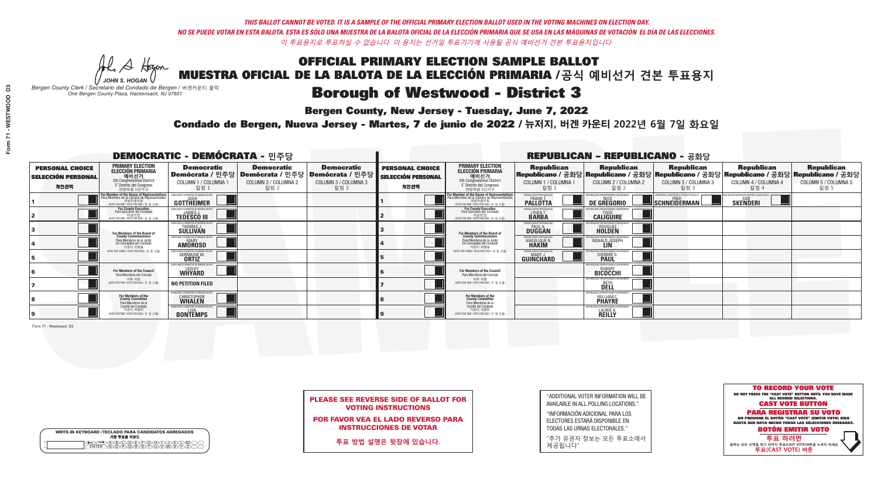THIS BALLOT CANNOT BE VOTED. IT IS A SAMPLE OF THE OFFICIAL PRIMARY ELECTION BALLOT USED IN THE VOTING MACHINES ON ELECTION DAY.
NO SE PUEDE VOTAR EN ESTA BALOTA. ESTA ES SÓLO UNA MUESTRA DE LA BALOTA OFICIAL DE LA ELECCIÓN PRIMARIA QUE SE USA EN LAS MÁQUINAS DE VOTACIÓN EL DÍA DE LAS ELECCIONES.
이 투표용지로 투표하실 수 없습니다. 이 용지는 선거일 투표기기에 사용될 공식 예비선거 견본 투표용지입니다.

# OFFICIAL PRIMARY ELECTION SAMPLE BALLOT
# MUESTRA OFICIAL DE LA BALOTA DE LA ELECCIÓN PRIMARIA /공식 예비선거 견본 투표용지

JOHN S. HOGAN
Bergen County Clerk / Secretario del Condado de Bergen / 버겐카운티 클럭
One Bergen County Plaza, Hackensack, NJ 07601

## Borough of Westwood - District 3

Bergen County, New Jersey - Tuesday, June 7, 2022

Condado de Bergen, Nueva Jersey - Martes, 7 de junio de 2022 / 뉴저지, 버겐 카운티 2022년 6월 7일 화요일

### DEMOCRATIC - DEMÓCRATA - 민주당

| PERSONAL CHOICE / SELECCIÓN PERSONAL / 개인선택 | PRIMARY ELECTION / ELECCIÓN PRIMARIA / 예비선거 | Democratic / Demócrata / 민주당 COLUMN 1 / COLUMNA 1 / 칼럼 1 | Democratic / Demócrata / 민주당 COLUMN 2 / COLUMNA 2 / 칼럼 2 | Democratic / Demócrata / 민주당 COLUMN 3 / COLUMNA 3 / 칼럼 3 |
|---|---|---|---|---|
| 1 | For Member of the House of Representatives / Para Miembro de la Cámara de Representantes / 연방하원의원 (5th Congressional District / 5° Distrito del Congreso / 연방하원 5선거구) (VOTE FOR ONE / VOTE POR UNO / 한 명 선출) | JOSH GOTTHEIMER | | |
| 2 | For County Executive / Para Ejecutivo del Condado / 카운티장 (VOTE FOR ONE / VOTE POR UNO / 한 명 선출) | JAMES J. TEDESCO III | | |
| 3 | For Members of the Board of County Commissioners / Para Miembros de la Junta De Concejales del Condado / 카운티 위원들 (VOTE FOR THREE / VOTE POR TRES / 세 명 선출) | THOMAS J. SULLIVAN | | |
| 4 | | MARY AMOROSO | | |
| 5 | | GERMAINE M. ORTIZ | | |
| 6 | For Members of the Council / Para Miembros del Concejo / 의회 의원 (VOTE FOR TWO / VOTE POR DOS / 두 명 선출) | LESLEY WHYARD | | |
| 7 | | NO PETITION FILED | | |
| 8 | For Members of the County Committee / Para Miembros de la Comité del Condado / 카운티 위원회 (VOTE FOR TWO / VOTE POR DOS / 두 명 선출) | CHRISTOPHER WHALEN | | |
| 9 | | LISA BONTEMPS | | |

### REPUBLICAN - REPUBLICANO - 공화당

| PERSONAL CHOICE / SELECCIÓN PERSONAL / 개인선택 | PRIMARY ELECTION / ELECCIÓN PRIMARIA / 예비선거 | Republican / Republicano / 공화당 COLUMN 1 / COLUMNA 1 / 칼럼 1 | Republican / Republicano / 공화당 COLUMN 2 / COLUMNA 2 / 칼럼 2 | Republican / Republicano / 공화당 COLUMN 3 / COLUMNA 3 / 칼럼 3 | Republican / Republicano / 공화당 COLUMN 4 / COLUMNA 4 / 칼럼 4 | Republican / Republicano / 공화당 COLUMN 5 / COLUMNA 5 / 칼럼 5 |
|---|---|---|---|---|---|---|
| 1 | For Member of the House of Representatives / Para Miembro de la Cámara de Representantes / 연방하원의원 (5th Congressional District / 5° Distrito del Congreso / 연방하원 5선거구) (VOTE FOR ONE / VOTE POR UNO / 한 명 선출) | FRANK T. PALLOTTA | NICK DE GREGORIO | FRED SCHNEIDERMAN | SAB SKENDERI | |
| 2 | For County Executive / Para Ejecutivo del Condado / 카운티장 (VOTE FOR ONE / VOTE POR UNO / 한 명 선출) | LINDA T. BARBA | TODD CALIGUIRE | | | |
| 3 | For Members of the Board of County Commissioners / Para Miembros de la Junta De Concejales del Condado / 카운티 위원들 (VOTE FOR THREE / VOTE POR TRES / 세 명 선출) | PAUL A. DUGGAN | DOUGLAS HOLDEN | | | |
| 4 | | ANGELIQUE R. HAKIM | RONALD JOSEPH LIN | | | |
| 5 | | MARY J. GUINCHARD | DIERDRE G. PAUL | | | |
| 6 | For Members of the Council / Para Miembros del Concejo / 의회 의원 (VOTE FOR TWO / VOTE POR DOS / 두 명 선출) | | ROBERT BICOCCHI | | | |
| 7 | | | BETH DELL | | | |
| 8 | For Members of the County Committee / Para Miembros de la Comité del Condado / 카운티 위원회 (VOTE FOR TWO / VOTE POR DOS / 두 명 선출) | | WILLIAM C. PHAYRE | | | |
| 9 | | | LAURIE A. REILLY | | | |

Form 71 - Westwood D3

WRITE-IN KEYBOARD /TECLADO PARA CANDIDATOS AGREGADOS
기명 투표용 키보드

**PLEASE SEE REVERSE SIDE OF BALLOT FOR VOTING INSTRUCTIONS**

**POR FAVOR VEA EL LADO REVERSO PARA INSTRUCCIONES DE VOTAR**

**투표 방법 설명은 뒷장에 있습니다.**

"ADDITIONAL VOTER INFORMATION WILL BE AVAILABLE IN ALL POLLING LOCATIONS."

"INFORMACIÓN ADICIONAL PARA LOS ELECTORES ESTARÁ DISPONIBLE EN TODAS LAS URNAS ELECTORALES."

"추가 유권자 정보는 모든 투표소에서 제공됩니다"

**TO RECORD YOUR VOTE**
DO NOT PRESS THE "CAST VOTE" BUTTON UNTIL YOU HAVE MADE ALL DESIRED SELECTIONS.
**CAST VOTE BUTTON**

**PARA REGISTRAR SU VOTO**
NO PRESIONE EL BOTÓN "CAST VOTE" (EMITIR VOTO) SINO HASTA QUE HAYA HECHO TODAS LAS SELECCIONES DESEADAS.
**BOTÓN EMITIR VOTO**

**투표 하려면**
원하는 모든 선택을 하기 전까지 투표(CAST VOTE)버튼을 누르지 마세요
**투표(CAST VOTE) 버튼**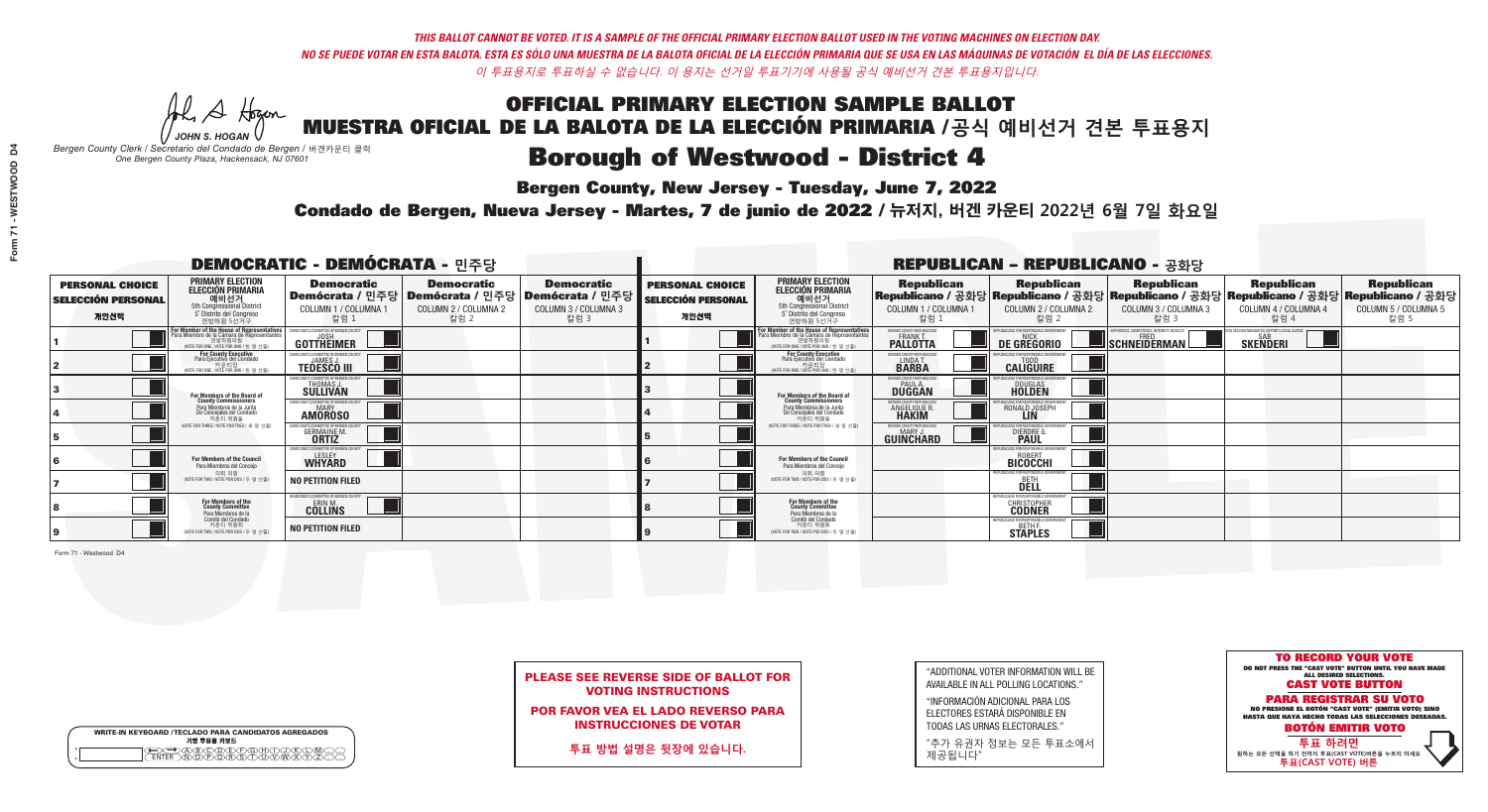*THIS BALLOT CANNOT BE VOTED. IT IS A SAMPLE OF THE OFFICIAL PRIMARY ELECTION BALLOT USED IN THE VOTING MACHINES ON ELECTION DAY.*
*NO SE PUEDE VOTAR EN ESTA BALOTA. ESTA ES SÓLO UNA MUESTRA DE LA BALOTA OFICIAL DE LA ELECCIÓN PRIMARIA QUE SE USA EN LAS MÁQUINAS DE VOTACIÓN EL DÍA DE LAS ELECCIONES.*
*이 투표용지로 투표하실 수 없습니다. 이 용지는 선거일 투표기기에 사용될 공식 예비선거 견본 투표용지입니다.*

JOHN S. HOGAN
*Bergen County Clerk / Secretario del Condado de Bergen / 버겐카운티 클럭*
*One Bergen County Plaza, Hackensack, NJ 07601*

# OFFICIAL PRIMARY ELECTION SAMPLE BALLOT
# MUESTRA OFICIAL DE LA BALOTA DE LA ELECCIÓN PRIMARIA /공식 예비선거 견본 투표용지

## Borough of Westwood - District 4

**Bergen County, New Jersey - Tuesday, June 7, 2022**

**Condado de Bergen, Nueva Jersey - Martes, 7 de junio de 2022 / 뉴저지, 버겐 카운티 2022년 6월 7일 화요일**

### DEMOCRATIC - DEMÓCRATA - 민주당

| PERSONAL CHOICE / SELECCIÓN PERSONAL / 개인선택 | PRIMARY ELECTION / ELECCIÓN PRIMARIA / 예비선거 (5th Congressional District / 5° Distrito del Congreso / 연방하원 5선거구) | Democratic / Demócrata / 민주당 COLUMN 1 / COLUMNA 1 / 칼럼 1 | Democratic / Demócrata / 민주당 COLUMN 2 / COLUMNA 2 / 칼럼 2 | Democratic / Demócrata / 민주당 COLUMN 3 / COLUMNA 3 / 칼럼 3 |
|---|---|---|---|---|
| 1 | For Member of the House of Representatives / Para Miembro de la Cámara de Representantes / 연방하원의원 (VOTE FOR ONE / VOTE POR UNO / 한 명 선출) | JOSH GOTTHEIMER | | |
| 2 | For County Executive / Para Ejecutivo del Condado / 카운티장 (VOTE FOR ONE / VOTE POR UNO / 한 명 선출) | JAMES J. TEDESCO III | | |
| 3 | For Members of the Board of County Commissioners / Para Miembros de la Junta De Concejales del Condado / 카운티 위원들 (VOTE FOR THREE / VOTE POR TRES / 세 명 선출) | THOMAS J. SULLIVAN | | |
| 4 | | MARY AMOROSO | | |
| 5 | | GERMAINE M. ORTIZ | | |
| 6 | For Members of the Council / Para Miembros del Concejo / 의회 의원 (VOTE FOR TWO / VOTE POR DOS / 두 명 선출) | LESLEY WHYARD | | |
| 7 | | NO PETITION FILED | | |
| 8 | For Members of the County Committee / Para Miembros de la Comité del Condado / 카운티 위원회 (VOTE FOR TWO / VOTE POR DOS / 두 명 선출) | ERIN M. COLLINS | | |
| 9 | | NO PETITION FILED | | |

### REPUBLICAN - REPUBLICANO - 공화당

| PERSONAL CHOICE / SELECCIÓN PERSONAL / 개인선택 | PRIMARY ELECTION / ELECCIÓN PRIMARIA / 예비선거 (5th Congressional District / 5° Distrito del Congreso / 연방하원 5선거구) | Republican / Republicano / 공화당 COLUMN 1 / COLUMNA 1 / 칼럼 1 | Republican / Republicano / 공화당 COLUMN 2 / COLUMNA 2 / 칼럼 2 | Republican / Republicano / 공화당 COLUMN 3 / COLUMNA 3 / 칼럼 3 | Republican / Republicano / 공화당 COLUMN 4 / COLUMNA 4 / 칼럼 4 | Republican / Republicano / 공화당 COLUMN 5 / COLUMNA 5 / 칼럼 5 |
|---|---|---|---|---|---|---|
| 1 | For Member of the House of Representatives / Para Miembro de la Cámara de Representantes / 연방하원의원 (VOTE FOR ONE / VOTE POR UNO / 한 명 선출) | FRANK T. PALLOTTA | NICK DE GREGORIO | FRED SCHNEIDERMAN | SAB SKENDERI | |
| 2 | For County Executive / Para Ejecutivo del Condado / 카운티장 (VOTE FOR ONE / VOTE POR UNO / 한 명 선출) | LINDA T. BARBA | TODD CALIGUIRE | | | |
| 3 | For Members of the Board of County Commissioners / Para Miembros de la Junta De Concejales del Condado / 카운티 위원들 (VOTE FOR THREE / VOTE POR TRES / 세 명 선출) | PAUL A. DUGGAN | DOUGLAS HOLDEN | | | |
| 4 | | ANGELIQUE R. HAKIM | RONALD JOSEPH LIN | | | |
| 5 | | MARY J. GUINCHARD | DIERDRE G. PAUL | | | |
| 6 | For Members of the Council / Para Miembros del Concejo / 의회 의원 (VOTE FOR TWO / VOTE POR DOS / 두 명 선출) | | ROBERT BICOCCHI | | | |
| 7 | | | BETH DELL | | | |
| 8 | For Members of the County Committee / Para Miembros de la Comité del Condado / 카운티 위원회 (VOTE FOR TWO / VOTE POR DOS / 두 명 선출) | | CHRISTOPHER CODNER | | | |
| 9 | | | BETH F. STAPLES | | | |

Form 71 - Westwood D4

**PLEASE SEE REVERSE SIDE OF BALLOT FOR VOTING INSTRUCTIONS**

**POR FAVOR VEA EL LADO REVERSO PARA INSTRUCCIONES DE VOTAR**

**투표 방법 설명은 뒷장에 있습니다.**

"ADDITIONAL VOTER INFORMATION WILL BE AVAILABLE IN ALL POLLING LOCATIONS."

"INFORMACIÓN ADICIONAL PARA LOS ELECTORES ESTARÁ DISPONIBLE EN TODAS LAS URNAS ELECTORALES."

"추가 유권자 정보는 모든 투표소에서 제공됩니다"

WRITE-IN KEYBOARD /TECLADO PARA CANDIDATOS AGREGADOS
기명 투표용 키보드

**TO RECORD YOUR VOTE**
DO NOT PRESS THE "CAST VOTE" BUTTON UNTIL YOU HAVE MADE ALL DESIRED SELECTIONS.
**CAST VOTE BUTTON**

**PARA REGISTRAR SU VOTO**
NO PRESIONE EL BOTÓN "CAST VOTE" (EMITIR VOTO) SINO HASTA QUE HAYA HECHO TODAS LAS SELECCIONES DESEADAS.
**BOTÓN EMITIR VOTO**

**투표 하려면**
원하는 모든 선택을 하기 전까지 투표(CAST VOTE)버튼을 누르지 마세요
**투표(CAST VOTE) 버튼**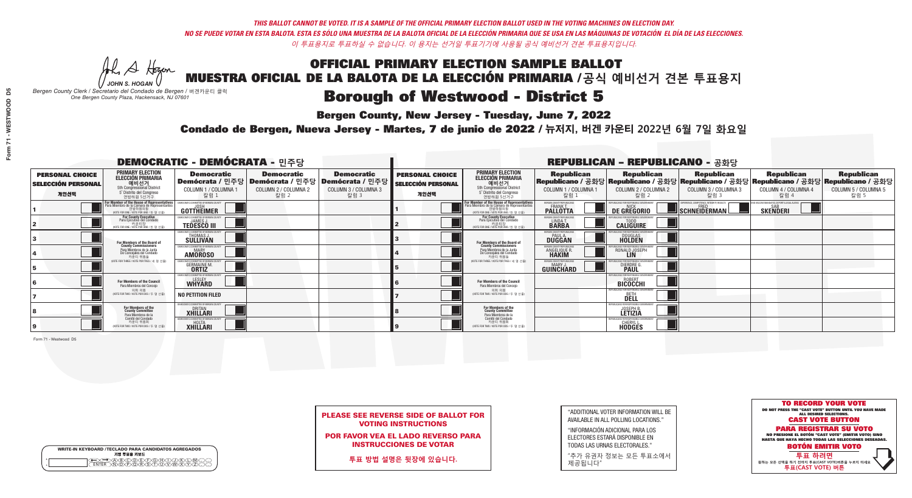*THIS BALLOT CANNOT BE VOTED. IT IS A SAMPLE OF THE OFFICIAL PRIMARY ELECTION BALLOT USED IN THE VOTING MACHINES ON ELECTION DAY.*
*NO SE PUEDE VOTAR EN ESTA BALOTA. ESTA ES SÓLO UNA MUESTRA DE LA BALOTA OFICIAL DE LA ELECCIÓN PRIMARIA QUE SE USA EN LAS MÁQUINAS DE VOTACIÓN EL DÍA DE LAS ELECCIONES.*
*이 투표용지로 투표하실 수 없습니다. 이 용지는 선거일 투표기기에 사용될 공식 예비선거 견본 투표용지입니다.*

JOHN S. HOGAN
*Bergen County Clerk / Secretario del Condado de Bergen / 버겐카운티 클럭*
*One Bergen County Plaza, Hackensack, NJ 07601*

# OFFICIAL PRIMARY ELECTION SAMPLE BALLOT
# MUESTRA OFICIAL DE LA BALOTA DE LA ELECCIÓN PRIMARIA /공식 예비선거 견본 투표용지

## Borough of Westwood - District 5

**Bergen County, New Jersey - Tuesday, June 7, 2022**

**Condado de Bergen, Nueva Jersey - Martes, 7 de junio de 2022 / 뉴저지, 버겐 카운티 2022년 6월 7일 화요일**

### DEMOCRATIC - DEMÓCRATA - 민주당

| PERSONAL CHOICE / SELECCIÓN PERSONAL / 개인선택 | PRIMARY ELECTION / ELECCIÓN PRIMARIA / 예비선거 (5th Congressional District / 5° Distrito del Congreso / 연방하원 5선거구) | Democratic / Demócrata / 민주당 COLUMN 1 / COLUMNA 1 / 칼럼 1 | Democratic / Demócrata / 민주당 COLUMN 2 / COLUMNA 2 / 칼럼 2 | Democratic / Demócrata / 민주당 COLUMN 3 / COLUMNA 3 / 칼럼 3 |
|---|---|---|---|---|
| 1 | For Member of the House of Representatives / Para Miembro de la Cámara de Representantes / 연방하원의원 (VOTE FOR ONE / VOTE POR UNO / 한 명 선출) | JOSH GOTTHEIMER | | |
| 2 | For County Executive / Para Ejecutivo del Condado / 카운티장 (VOTE FOR ONE / VOTE POR UNO / 한 명 선출) | JAMES J. TEDESCO III | | |
| 3 | For Members of the Board of County Commissioners / Para Miembros de la Junta De Concejales del Condado / 카운티 위원들 (VOTE FOR THREE / VOTE POR TRES / 세 명 선출) | THOMAS J. SULLIVAN | | |
| 4 | | MARY AMOROSO | | |
| 5 | | GERMAINE M. ORTIZ | | |
| 6 | For Members of the Council / Para Miembros del Concejo / 의회 의원 (VOTE FOR TWO / VOTE POR DOS / 두 명 선출) | LESLEY WHYARD | | |
| 7 | | NO PETITION FILED | | |
| 8 | For Members of the County Committee / Para Miembros de la Comité del Condado / 카운티 위원회 (VOTE FOR TWO / VOTE POR DOS / 두 명 선출) | DRITAN XHILLARI | | |
| 9 | | HOLTA XHILLARI | | |

### REPUBLICAN - REPUBLICANO - 공화당

| PERSONAL CHOICE / SELECCIÓN PERSONAL / 개인선택 | PRIMARY ELECTION / ELECCIÓN PRIMARIA / 예비선거 (5th Congressional District / 5° Distrito del Congreso / 연방하원 5선거구) | Republican / Republicano / 공화당 COLUMN 1 / COLUMNA 1 / 칼럼 1 | Republican / Republicano / 공화당 COLUMN 2 / COLUMNA 2 / 칼럼 2 | Republican / Republicano / 공화당 COLUMN 3 / COLUMNA 3 / 칼럼 3 | Republican / Republicano / 공화당 COLUMN 4 / COLUMNA 4 / 칼럼 4 | Republican / Republicano / 공화당 COLUMN 5 / COLUMNA 5 / 칼럼 5 |
|---|---|---|---|---|---|---|
| 1 | For Member of the House of Representatives / Para Miembro de la Cámara de Representantes / 연방하원의원 (VOTE FOR ONE / VOTE POR UNO / 한 명 선출) | FRANK T. PALLOTTA | NICK DE GREGORIO | FRED SCHNEIDERMAN | SAB SKENDERI | |
| 2 | For County Executive / Para Ejecutivo del Condado / 카운티장 (VOTE FOR ONE / VOTE POR UNO / 한 명 선출) | LINDA T. BARBA | TODD CALIGUIRE | | | |
| 3 | For Members of the Board of County Commissioners / Para Miembros de la Junta De Concejales del Condado / 카운티 위원들 (VOTE FOR THREE / VOTE POR TRES / 세 명 선출) | PAUL A. DUGGAN | DOUGLAS HOLDEN | | | |
| 4 | | ANGELIQUE R. HAKIM | RONALD JOSEPH LIN | | | |
| 5 | | MARY J. GUINCHARD | DIERDRE G. PAUL | | | |
| 6 | For Members of the Council / Para Miembros del Concejo / 의회 의원 (VOTE FOR TWO / VOTE POR DOS / 두 명 선출) | | ROBERT BICOCCHI | | | |
| 7 | | | BETH DELL | | | |
| 8 | For Members of the County Committee / Para Miembros de la Comité del Condado / 카운티 위원회 (VOTE FOR TWO / VOTE POR DOS / 두 명 선출) | | JOSEPH B. LETIZIA | | | |
| 9 | | | CHERYL L. HODGES | | | |

Form 71 - Westwood D5

**PLEASE SEE REVERSE SIDE OF BALLOT FOR VOTING INSTRUCTIONS**

**POR FAVOR VEA EL LADO REVERSO PARA INSTRUCCIONES DE VOTAR**

**투표 방법 설명은 뒷장에 있습니다.**

"ADDITIONAL VOTER INFORMATION WILL BE AVAILABLE IN ALL POLLING LOCATIONS."

"INFORMACIÓN ADICIONAL PARA LOS ELECTORES ESTARÁ DISPONIBLE EN TODAS LAS URNAS ELECTORALES."

"추가 유권자 정보는 모든 투표소에서 제공됩니다"

WRITE-IN KEYBOARD /TECLADO PARA CANDIDATOS AGREGADOS / 기명 투표용 키보드

**TO RECORD YOUR VOTE**
DO NOT PRESS THE "CAST VOTE" BUTTON UNTIL YOU HAVE MADE ALL DESIRED SELECTIONS.
**CAST VOTE BUTTON**

**PARA REGISTRAR SU VOTO**
NO PRESIONE EL BOTÓN "CAST VOTE" (EMITIR VOTO) SINO HASTA QUE HAYA HECHO TODAS LAS SELECCIONES DESEADAS.
**BOTÓN EMITIR VOTO**

**투표 하려면**
원하는 모든 선택을 하기 전까지 투표(CAST VOTE)버튼을 누르지 마세요.
**투표(CAST VOTE) 버튼**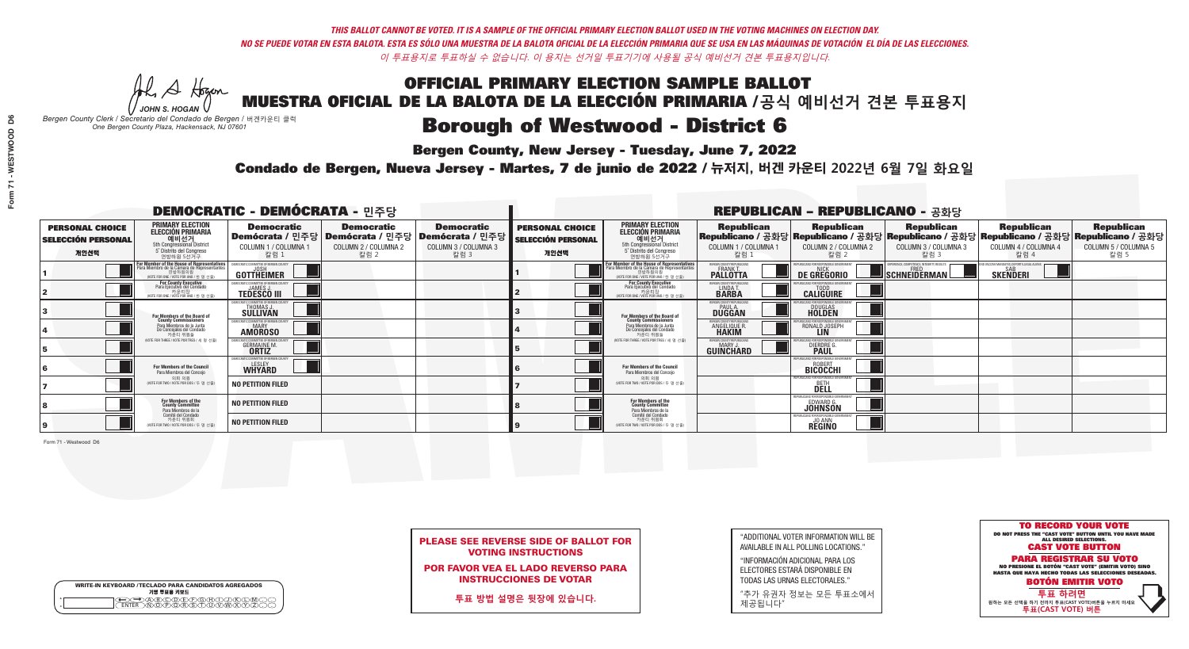*THIS BALLOT CANNOT BE VOTED. IT IS A SAMPLE OF THE OFFICIAL PRIMARY ELECTION BALLOT USED IN THE VOTING MACHINES ON ELECTION DAY.*
*NO SE PUEDE VOTAR EN ESTA BALOTA. ESTA ES SÓLO UNA MUESTRA DE LA BALOTA OFICIAL DE LA ELECCIÓN PRIMARIA QUE SE USA EN LAS MÁQUINAS DE VOTACIÓN EL DÍA DE LAS ELECCIONES.*
*이 투표용지로 투표하실 수 없습니다. 이 용지는 선거일 투표기기에 사용될 공식 예비선거 견본 투표용지입니다.*

JOHN S. HOGAN
*Bergen County Clerk / Secretario del Condado de Bergen / 버겐카운티 클럭*
*One Bergen County Plaza, Hackensack, NJ 07601*

# OFFICIAL PRIMARY ELECTION SAMPLE BALLOT
# MUESTRA OFICIAL DE LA BALOTA DE LA ELECCIÓN PRIMARIA /공식 예비선거 견본 투표용지

## Borough of Westwood - District 6

**Bergen County, New Jersey - Tuesday, June 7, 2022**

**Condado de Bergen, Nueva Jersey - Martes, 7 de junio de 2022 / 뉴저지, 버겐 카운티 2022년 6월 7일 화요일**

### DEMOCRATIC - DEMÓCRATA - 민주당

| PERSONAL CHOICE / SELECCIÓN PERSONAL / 개인선택 | PRIMARY ELECTION / ELECCIÓN PRIMARIA / 예비선거 (5th Congressional District / 5° Distrito del Congreso / 연방하원 5선거구) | Democratic / Demócrata / 민주당 COLUMN 1 / COLUMNA 1 / 칼럼 1 | Democratic / Demócrata / 민주당 COLUMN 2 / COLUMNA 2 / 칼럼 2 | Democratic / Demócrata / 민주당 COLUMN 3 / COLUMNA 3 / 칼럼 3 |
|---|---|---|---|---|
| 1 | For Member of the House of Representatives / Para Miembro de la Cámara de Representantes / 연방하원의원 (VOTE FOR ONE / VOTE POR UNO / 한 명 선출) | JOSH GOTTHEIMER (Democratic Committee of Bergen County) | | |
| 2 | For County Executive / Para Ejecutivo del Condado / 카운티장 (VOTE FOR ONE / VOTE POR UNO / 한 명 선출) | JAMES J. TEDESCO III (Democratic Committee of Bergen County) | | |
| 3 | For Members of the Board of County Commissioners / Para Miembros de la Junta De Concejales del Condado / 카운티 위원들 (VOTE FOR THREE / VOTE POR TRES / 세 명 선출) | THOMAS J. SULLIVAN (Democratic Committee of Bergen County) | | |
| 4 | | MARY AMOROSO (Democratic Committee of Bergen County) | | |
| 5 | | GERMAINE M. ORTIZ (Democratic Committee of Bergen County) | | |
| 6 | For Members of the Council / Para Miembros del Concejo / 의회 의원 (VOTE FOR TWO / VOTE POR DOS / 두 명 선출) | LESLEY WHYARD (Democratic Committee of Bergen County) | | |
| 7 | | NO PETITION FILED | | |
| 8 | For Members of the County Committee / Para Miembros de la Comité del Condado / 카운티 위원회 (VOTE FOR TWO / VOTE POR DOS / 두 명 선출) | NO PETITION FILED | | |
| 9 | | NO PETITION FILED | | |

### REPUBLICAN - REPUBLICANO - 공화당

| PERSONAL CHOICE / SELECCIÓN PERSONAL / 개인선택 | PRIMARY ELECTION / ELECCIÓN PRIMARIA / 예비선거 (5th Congressional District / 5° Distrito del Congreso / 연방하원 5선거구) | Republican / Republicano / 공화당 COLUMN 1 / COLUMNA 1 / 칼럼 1 | Republican / Republicano / 공화당 COLUMN 2 / COLUMNA 2 / 칼럼 2 | Republican / Republicano / 공화당 COLUMN 3 / COLUMNA 3 / 칼럼 3 | Republican / Republicano / 공화당 COLUMN 4 / COLUMNA 4 / 칼럼 4 | Republican / Republicano / 공화당 COLUMN 5 / COLUMNA 5 / 칼럼 5 |
|---|---|---|---|---|---|---|
| 1 | For Member of the House of Representatives / Para Miembro de la Cámara de Representantes / 연방하원의원 (VOTE FOR ONE / VOTE POR UNO / 한 명 선출) | FRANK T. PALLOTTA (Bergen County Republicans) | NICK DE GREGORIO (Republicans for Responsible Government) | FRED SCHNEIDERMAN (Experience, Competence, Integrity Results) | SAB SKENDERI (No Vaccine Mandates, Deport Illegal Aliens) | |
| 2 | For County Executive / Para Ejecutivo del Condado / 카운티장 (VOTE FOR ONE / VOTE POR UNO / 한 명 선출) | LINDA T. BARBA (Bergen County Republicans) | TODD CALIGUIRE (Republicans for Responsible Government) | | | |
| 3 | For Members of the Board of County Commissioners / Para Miembros de la Junta De Concejales del Condado / 카운티 위원들 (VOTE FOR THREE / VOTE POR TRES / 세 명 선출) | PAUL A. DUGGAN (Bergen County Republicans) | DOUGLAS HOLDEN (Republicans for Responsible Government) | | | |
| 4 | | ANGELIQUE R. HAKIM (Bergen County Republicans) | RONALD JOSEPH LIN (Republicans for Responsible Government) | | | |
| 5 | | MARY J. GUINCHARD (Bergen County Republicans) | DIERDRE G. PAUL (Republicans for Responsible Government) | | | |
| 6 | For Members of the Council / Para Miembros del Concejo / 의회 의원 (VOTE FOR TWO / VOTE POR DOS / 두 명 선출) | | ROBERT BICOCCHI (Republicans for Responsible Government) | | | |
| 7 | | | BETH DELL (Republicans for Responsible Government) | | | |
| 8 | For Members of the County Committee / Para Miembros de la Comité del Condado / 카운티 위원회 (VOTE FOR TWO / VOTE POR DOS / 두 명 선출) | | EDWARD G. JOHNSON (Republicans for Responsible Government) | | | |
| 9 | | | JO ANN REGINO (Republicans for Responsible Government) | | | |

Form 71 - Westwood D6

**PLEASE SEE REVERSE SIDE OF BALLOT FOR VOTING INSTRUCTIONS**

**POR FAVOR VEA EL LADO REVERSO PARA INSTRUCCIONES DE VOTAR**

**투표 방법 설명은 뒷장에 있습니다.**

"ADDITIONAL VOTER INFORMATION WILL BE AVAILABLE IN ALL POLLING LOCATIONS."

"INFORMACIÓN ADICIONAL PARA LOS ELECTORES ESTARÁ DISPONIBLE EN TODAS LAS URNAS ELECTORALES."

"추가 유권자 정보는 모든 투표소에서 제공됩니다"

WRITE-IN KEYBOARD /TECLADO PARA CANDIDATOS AGREGADOS
기명 투표용 키보드

**TO RECORD YOUR VOTE**
DO NOT PRESS THE "CAST VOTE" BUTTON UNTIL YOU HAVE MADE ALL DESIRED SELECTIONS.
**CAST VOTE BUTTON**

**PARA REGISTRAR SU VOTO**
NO PRESIONE EL BOTÓN "CAST VOTE" (EMITIR VOTO) SINO HASTA QUE HAYA HECHO TODAS LAS SELECCIONES DESEADAS.
**BOTÓN EMITIR VOTO**

**투표 하려면**
원하는 모든 선택을 하기 전까지 투표(CAST VOTE)버튼을 누르지 마세요.
**투표(CAST VOTE) 버튼**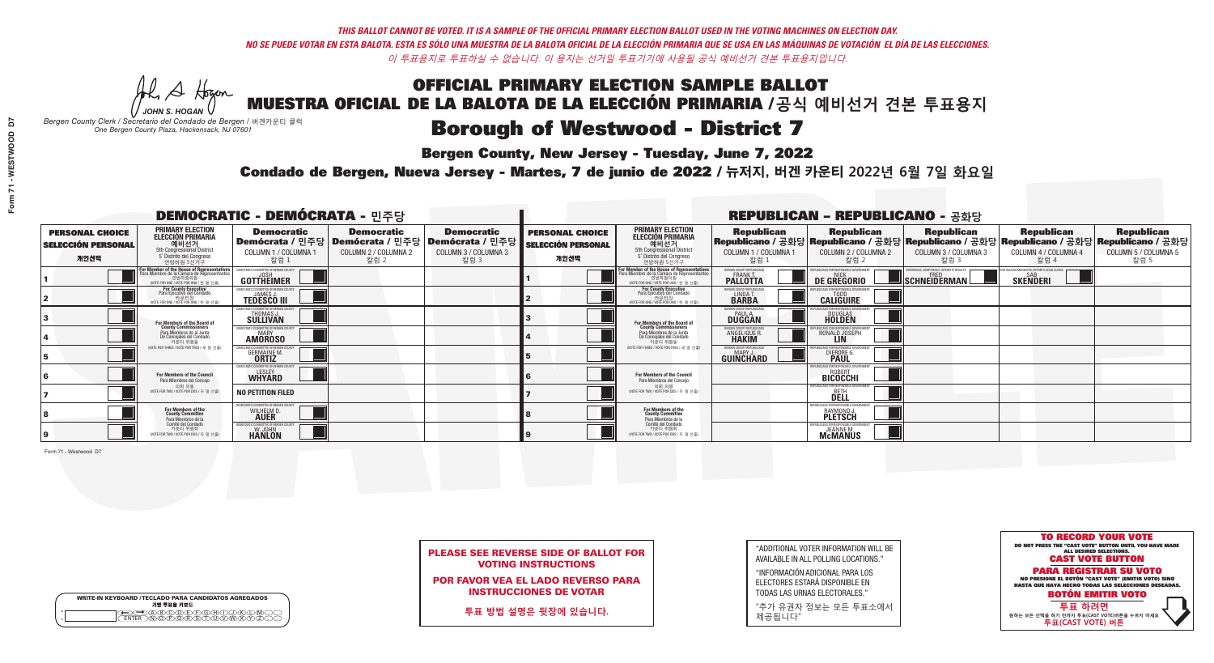*THIS BALLOT CANNOT BE VOTED. IT IS A SAMPLE OF THE OFFICIAL PRIMARY ELECTION BALLOT USED IN THE VOTING MACHINES ON ELECTION DAY.*
*NO SE PUEDE VOTAR EN ESTA BALOTA. ESTA ES SÓLO UNA MUESTRA DE LA BALOTA OFICIAL DE LA ELECCIÓN PRIMARIA QUE SE USA EN LAS MÁQUINAS DE VOTACIÓN EL DÍA DE LAS ELECCIONES.*
*이 투표용지로 투표하실 수 없습니다. 이 용지는 선거일 투표기기에 사용될 공식 예비선거 견본 투표용지입니다.*

JOHN S. HOGAN
*Bergen County Clerk / Secretario del Condado de Bergen / 버겐카운티 클럭*
*One Bergen County Plaza, Hackensack, NJ 07601*

# OFFICIAL PRIMARY ELECTION SAMPLE BALLOT
# MUESTRA OFICIAL DE LA BALOTA DE LA ELECCIÓN PRIMARIA / 공식 예비선거 견본 투표용지

## Borough of Westwood - District 7

**Bergen County, New Jersey - Tuesday, June 7, 2022**

**Condado de Bergen, Nueva Jersey - Martes, 7 de junio de 2022 / 뉴저지, 버겐 카운티 2022년 6월 7일 화요일**

### DEMOCRATIC - DEMÓCRATA - 민주당

| PERSONAL CHOICE / SELECCIÓN PERSONAL / 개인선택 | PRIMARY ELECTION / ELECCIÓN PRIMARIA / 예비선거 (5th Congressional District / 5° Distrito del Congreso / 연방하원 5선거구) | Democratic / Demócrata / 민주당 COLUMN 1 / COLUMNA 1 / 칼럼 1 | Democratic / Demócrata / 민주당 COLUMN 2 / COLUMNA 2 / 칼럼 2 | Democratic / Demócrata / 민주당 COLUMN 3 / COLUMNA 3 / 칼럼 3 |
|---|---|---|---|---|
| 1 | For Member of the House of Representatives / Para Miembro de la Cámara de Representantes / 연방하원의원 (VOTE FOR ONE / VOTE POR UNO / 한 명 선출) | JOSH GOTTHEIMER (Democratic Committee of Bergen County) | | |
| 2 | For County Executive / Para Ejecutivo del Condado / 카운티장 (VOTE FOR ONE / VOTE POR UNO / 한 명 선출) | JAMES J. TEDESCO III (Democratic Committee of Bergen County) | | |
| 3 | For Members of the Board of County Commissioners / Para Miembros de la Junta De Concejales del Condado / 카운티 위원들 (VOTE FOR THREE / VOTE POR TRES / 세 명 선출) | THOMAS J. SULLIVAN (Democratic Committee of Bergen County) | | |
| 4 | | MARY AMOROSO (Democratic Committee of Bergen County) | | |
| 5 | | GERMAINE M. ORTIZ (Democratic Committee of Bergen County) | | |
| 6 | For Members of the Council / Para Miembros del Concejo / 의회 의원 (VOTE FOR TWO / VOTE POR DOS / 두 명 선출) | LESLEY WHYARD (Democratic Committee of Bergen County) | | |
| 7 | | NO PETITION FILED | | |
| 8 | For Members of the County Committee / Para Miembros de la Comité del Condado / 카운티 위원회 (VOTE FOR TWO / VOTE POR DOS / 두 명 선출) | WILHELM D. AUER (Democratic Committee of Bergen County) | | |
| 9 | | W. JOHN HANLON (Democratic Committee of Bergen County) | | |

### REPUBLICAN - REPUBLICANO - 공화당

| PERSONAL CHOICE / SELECCIÓN PERSONAL / 개인선택 | PRIMARY ELECTION / ELECCIÓN PRIMARIA / 예비선거 (5th Congressional District / 5° Distrito del Congreso / 연방하원 5선거구) | Republican / Republicano / 공화당 COLUMN 1 / COLUMNA 1 / 칼럼 1 | Republican / Republicano / 공화당 COLUMN 2 / COLUMNA 2 / 칼럼 2 | Republican / Republicano / 공화당 COLUMN 3 / COLUMNA 3 / 칼럼 3 | Republican / Republicano / 공화당 COLUMN 4 / COLUMNA 4 / 칼럼 4 | Republican / Republicano / 공화당 COLUMN 5 / COLUMNA 5 / 칼럼 5 |
|---|---|---|---|---|---|---|
| 1 | For Member of the House of Representatives / Para Miembro de la Cámara de Representantes / 연방하원의원 (VOTE FOR ONE / VOTE POR UNO / 한 명 선출) | FRANK T. PALLOTTA (Bergen County Republicans) | NICK DE GREGORIO (Republicans for Responsible Government) | FRED SCHNEIDERMAN (Experience, Competence, Integrity Results) | SAB SKENDERI (Stop Vaccine Mandates, Defund Illegal Aliens) | |
| 2 | For County Executive / Para Ejecutivo del Condado / 카운티장 (VOTE FOR ONE / VOTE POR UNO / 한 명 선출) | LINDA T. BARBA (Bergen County Republicans) | TODD CALIGUIRE (Republicans for Responsible Government) | | | |
| 3 | For Members of the Board of County Commissioners / Para Miembros de la Junta De Concejales del Condado / 카운티 위원들 (VOTE FOR THREE / VOTE POR TRES / 세 명 선출) | PAUL A. DUGGAN (Bergen County Republicans) | DOUGLAS HOLDEN (Republicans for Responsible Government) | | | |
| 4 | | ANGELIQUE R. HAKIM (Bergen County Republicans) | RONALD JOSEPH LIN (Republicans for Responsible Government) | | | |
| 5 | | MARY J. GUINCHARD (Bergen County Republicans) | DIERDRE G. PAUL (Republicans for Responsible Government) | | | |
| 6 | For Members of the Council / Para Miembros del Concejo / 의회 의원 (VOTE FOR TWO / VOTE POR DOS / 두 명 선출) | | ROBERT BICOCCHI (Republicans for Responsible Government) | | | |
| 7 | | | BETH DELL (Republicans for Responsible Government) | | | |
| 8 | For Members of the County Committee / Para Miembros de la Comité del Condado / 카운티 위원회 (VOTE FOR TWO / VOTE POR DOS / 두 명 선출) | | RAYMOND J. PLETSCH (Republicans for Responsible Government) | | | |
| 9 | | | JEANNE M. McMANUS (Republicans for Responsible Government) | | | |

Form 71 - Westwood D7

**PLEASE SEE REVERSE SIDE OF BALLOT FOR VOTING INSTRUCTIONS**

**POR FAVOR VEA EL LADO REVERSO PARA INSTRUCCIONES DE VOTAR**

**투표 방법 설명은 뒷장에 있습니다.**

"ADDITIONAL VOTER INFORMATION WILL BE AVAILABLE IN ALL POLLING LOCATIONS."

"INFORMACIÓN ADICIONAL PARA LOS ELECTORES ESTARÁ DISPONIBLE EN TODAS LAS URNAS ELECTORALES."

"추가 유권자 정보는 모든 투표소에서 제공됩니다"

WRITE-IN KEYBOARD / TECLADO PARA CANDIDATOS AGREGADOS / 기명 투표용 키보드

**TO RECORD YOUR VOTE**
DO NOT PRESS THE "CAST VOTE" BUTTON UNTIL YOU HAVE MADE ALL DESIRED SELECTIONS.
**CAST VOTE BUTTON**

**PARA REGISTRAR SU VOTO**
NO PRESIONE EL BOTÓN "CAST VOTE" (EMITIR VOTO) SINO HASTA QUE HAYA HECHO TODAS LAS SELECCIONES DESEADAS.
**BOTÓN EMITIR VOTO**

**투표 하려면**
원하는 모든 선택을 하기 전까지 투표(CAST VOTE)버튼을 누르지 마세요.
**투표(CAST VOTE) 버튼**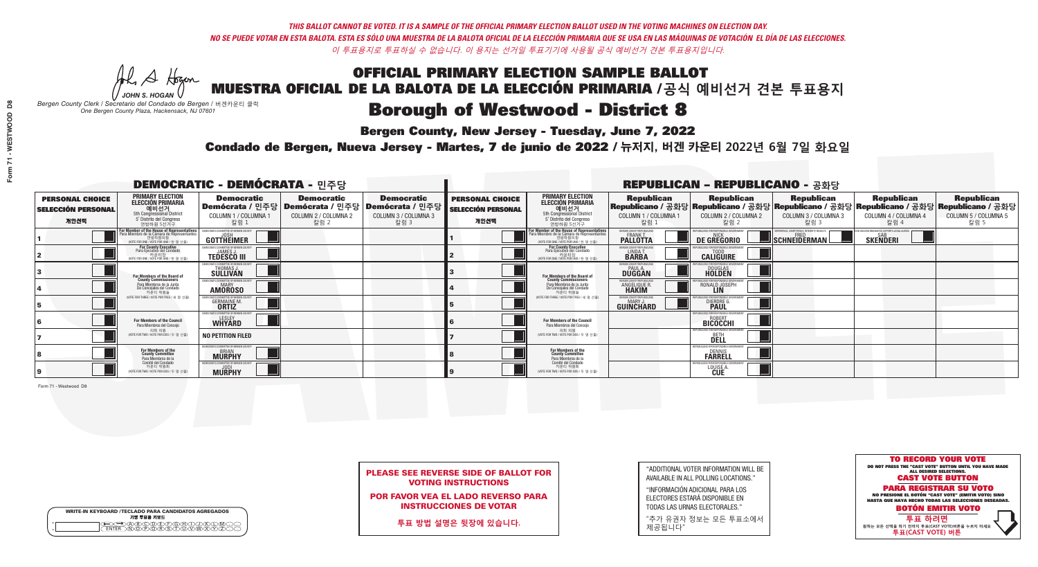*THIS BALLOT CANNOT BE VOTED. IT IS A SAMPLE OF THE OFFICIAL PRIMARY ELECTION BALLOT USED IN THE VOTING MACHINES ON ELECTION DAY.*
*NO SE PUEDE VOTAR EN ESTA BALOTA. ESTA ES SÓLO UNA MUESTRA DE LA BALOTA OFICIAL DE LA ELECCIÓN PRIMARIA QUE SE USA EN LAS MÁQUINAS DE VOTACIÓN EL DÍA DE LAS ELECCIONES.*
*이 투표용지로 투표하실 수 없습니다. 이 용지는 선거일 투표기기에 사용될 공식 예비선거 견본 투표용지입니다.*

JOHN S. HOGAN
*Bergen County Clerk / Secretario del Condado de Bergen / 버겐카운티 클럭*
*One Bergen County Plaza, Hackensack, NJ 07601*

# OFFICIAL PRIMARY ELECTION SAMPLE BALLOT
# MUESTRA OFICIAL DE LA BALOTA DE LA ELECCIÓN PRIMARIA / 공식 예비선거 견본 투표용지

## Borough of Westwood - District 8

**Bergen County, New Jersey - Tuesday, June 7, 2022**

**Condado de Bergen, Nueva Jersey - Martes, 7 de junio de 2022 / 뉴저지, 버겐 카운티 2022년 6월 7일 화요일**

### DEMOCRATIC - DEMÓCRATA - 민주당

| PERSONAL CHOICE / SELECCIÓN PERSONAL / 개인선택 | PRIMARY ELECTION / ELECCIÓN PRIMARIA / 예비선거 | Democratic / Demócrata / 민주당 COLUMN 1 / COLUMNA 1 / 칼럼 1 | Democratic / Demócrata / 민주당 COLUMN 2 / COLUMNA 2 / 칼럼 2 | Democratic / Demócrata / 민주당 COLUMN 3 / COLUMNA 3 / 칼럼 3 |
|---|---|---|---|---|
| 1 | For Member of the House of Representatives / Para Miembro de la Cámara de Representantes / 연방하원의원 (VOTE FOR ONE / VOTE POR UNO / 한 명 선출) | JOSH GOTTHEIMER | | |
| 2 | For County Executive / Para Ejecutivo del Condado / 카운티장 (VOTE FOR ONE / VOTE POR UNO / 한 명 선출) | JAMES J. TEDESCO III | | |
| 3 | For Members of the Board of County Commissioners / Para Miembros de la Junta De Concejales del Condado / 카운티 위원들 (VOTE FOR THREE / VOTE POR TRES / 세 명 선출) | THOMAS J. SULLIVAN | | |
| 4 | | MARY AMOROSO | | |
| 5 | | GERMAINE M. ORTIZ | | |
| 6 | For Members of the Council / Para Miembros del Concejo / 의회 의원 (VOTE FOR TWO / VOTE POR DOS / 두 명 선출) | LESLEY WHYARD | | |
| 7 | | NO PETITION FILED | | |
| 8 | For Members of the County Committee / Para Miembros de la Comité del Condado / 카운티 위원회 (VOTE FOR TWO / VOTE POR DOS / 두 명 선출) | BRIAN MURPHY | | |
| 9 | | JODI MURPHY | | |

### REPUBLICAN - REPUBLICANO - 공화당

| PERSONAL CHOICE / SELECCIÓN PERSONAL / 개인선택 | PRIMARY ELECTION / ELECCIÓN PRIMARIA / 예비선거 | Republican / Republicano / 공화당 COLUMN 1 / COLUMNA 1 / 칼럼 1 | Republican / Republicano / 공화당 COLUMN 2 / COLUMNA 2 / 칼럼 2 | Republican / Republicano / 공화당 COLUMN 3 / COLUMNA 3 / 칼럼 3 | Republican / Republicano / 공화당 COLUMN 4 / COLUMNA 4 / 칼럼 4 | Republican / Republicano / 공화당 COLUMN 5 / COLUMNA 5 / 칼럼 5 |
|---|---|---|---|---|---|---|
| 1 | For Member of the House of Representatives / Para Miembro de la Cámara de Representantes / 연방하원의원 (VOTE FOR ONE / VOTE POR UNO / 한 명 선출) | FRANK T. PALLOTTA | NICK DE GREGORIO | FRED SCHNEIDERMAN | SAB SKENDERI | |
| 2 | For County Executive / Para Ejecutivo del Condado / 카운티장 (VOTE FOR ONE / VOTE POR UNO / 한 명 선출) | LINDA T. BARBA | TODD CALIGUIRE | | | |
| 3 | For Members of the Board of County Commissioners / Para Miembros de la Junta De Concejales del Condado / 카운티 위원들 (VOTE FOR THREE / VOTE POR TRES / 세 명 선출) | PAUL A. DUGGAN | DOUGLAS HOLDEN | | | |
| 4 | | ANGELIQUE R. HAKIM | RONALD JOSEPH LIN | | | |
| 5 | | MARY J. GUINCHARD | DIERDRE G. PAUL | | | |
| 6 | For Members of the Council / Para Miembros del Concejo / 의회 의원 (VOTE FOR TWO / VOTE POR DOS / 두 명 선출) | | ROBERT BICOCCHI | | | |
| 7 | | | BETH DELL | | | |
| 8 | For Members of the County Committee / Para Miembros de la Comité del Condado / 카운티 위원회 (VOTE FOR TWO / VOTE POR DOS / 두 명 선출) | | DENNIS FARRELL | | | |
| 9 | | | LOUISE A. CUE | | | |

Form 71 - Westwood D8

**PLEASE SEE REVERSE SIDE OF BALLOT FOR VOTING INSTRUCTIONS**

**POR FAVOR VEA EL LADO REVERSO PARA INSTRUCCIONES DE VOTAR**

**투표 방법 설명은 뒷장에 있습니다.**

"ADDITIONAL VOTER INFORMATION WILL BE AVAILABLE IN ALL POLLING LOCATIONS."

"INFORMACIÓN ADICIONAL PARA LOS ELECTORES ESTARÁ DISPONIBLE EN TODAS LAS URNAS ELECTORALES."

"추가 유권자 정보는 모든 투표소에서 제공됩니다"

WRITE-IN KEYBOARD / TECLADO PARA CANDIDATOS AGREGADOS / 기명 투표용 키보드

**TO RECORD YOUR VOTE**
DO NOT PRESS THE "CAST VOTE" BUTTON UNTIL YOU HAVE MADE ALL DESIRED SELECTIONS.
**CAST VOTE BUTTON**

**PARA REGISTRAR SU VOTO**
NO PRESIONE EL BOTÓN "CAST VOTE" (EMITIR VOTO) SINO HASTA QUE HAYA HECHO TODAS LAS SELECCIONES DESEADAS.
**BOTÓN EMITIR VOTO**

**투표 하려면**
원하는 모든 선택을 하기 전까지 투표(CAST VOTE)버튼을 누르지 마세요
**투표(CAST VOTE) 버튼**